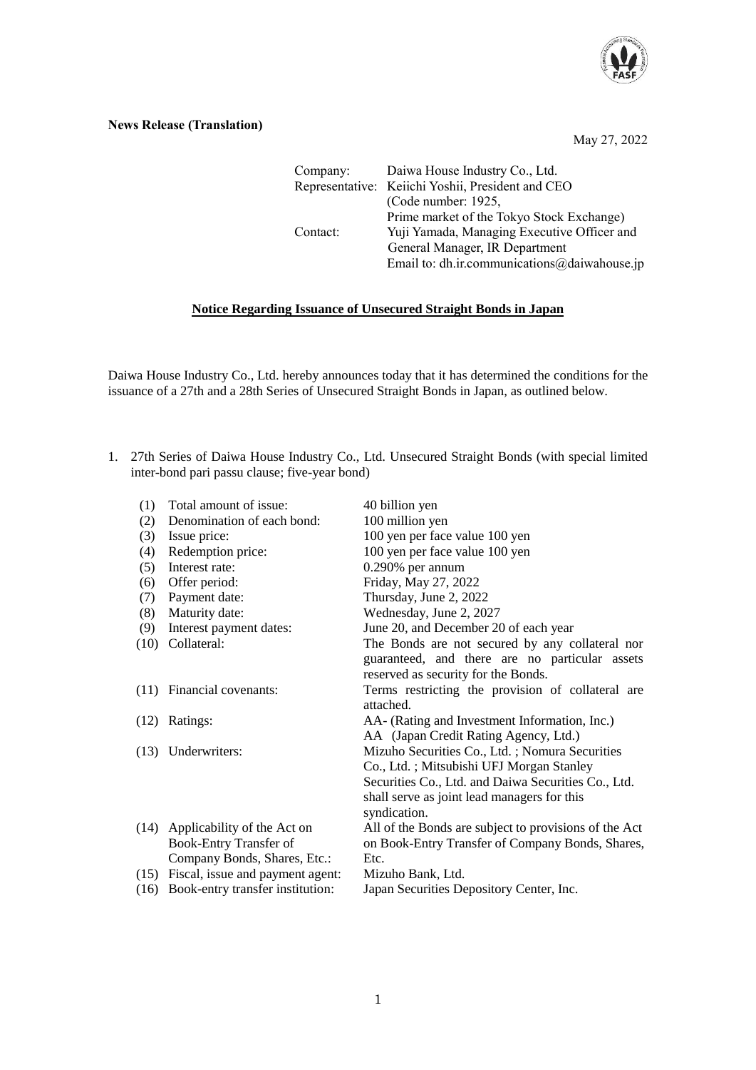**News Release (Translation)**

May 27, 2022

| | |
|---|---|
| Company: | Daiwa House Industry Co., Ltd. |
| Representative: | Keiichi Yoshii, President and CEO |
| | (Code number: 1925, Prime market of the Tokyo Stock Exchange) |
| Contact: | Yuji Yamada, Managing Executive Officer and General Manager, IR Department |
| | Email to: dh.ir.communications@daiwahouse.jp |

## Notice Regarding Issuance of Unsecured Straight Bonds in Japan

Daiwa House Industry Co., Ltd. hereby announces today that it has determined the conditions for the issuance of a 27th and a 28th Series of Unsecured Straight Bonds in Japan, as outlined below.

1. 27th Series of Daiwa House Industry Co., Ltd. Unsecured Straight Bonds (with special limited inter-bond pari passu clause; five-year bond)

| | | |
|---|---|---|
| (1) | Total amount of issue: | 40 billion yen |
| (2) | Denomination of each bond: | 100 million yen |
| (3) | Issue price: | 100 yen per face value 100 yen |
| (4) | Redemption price: | 100 yen per face value 100 yen |
| (5) | Interest rate: | 0.290% per annum |
| (6) | Offer period: | Friday, May 27, 2022 |
| (7) | Payment date: | Thursday, June 2, 2022 |
| (8) | Maturity date: | Wednesday, June 2, 2027 |
| (9) | Interest payment dates: | June 20, and December 20 of each year |
| (10) | Collateral: | The Bonds are not secured by any collateral nor guaranteed, and there are no particular assets reserved as security for the Bonds. |
| (11) | Financial covenants: | Terms restricting the provision of collateral are attached. |
| (12) | Ratings: | AA- (Rating and Investment Information, Inc.)<br>AA (Japan Credit Rating Agency, Ltd.) |
| (13) | Underwriters: | Mizuho Securities Co., Ltd. ; Nomura Securities Co., Ltd. ; Mitsubishi UFJ Morgan Stanley Securities Co., Ltd. and Daiwa Securities Co., Ltd. shall serve as joint lead managers for this syndication. |
| (14) | Applicability of the Act on Book-Entry Transfer of Company Bonds, Shares, Etc.: | All of the Bonds are subject to provisions of the Act on Book-Entry Transfer of Company Bonds, Shares, Etc. |
| (15) | Fiscal, issue and payment agent: | Mizuho Bank, Ltd. |
| (16) | Book-entry transfer institution: | Japan Securities Depository Center, Inc. |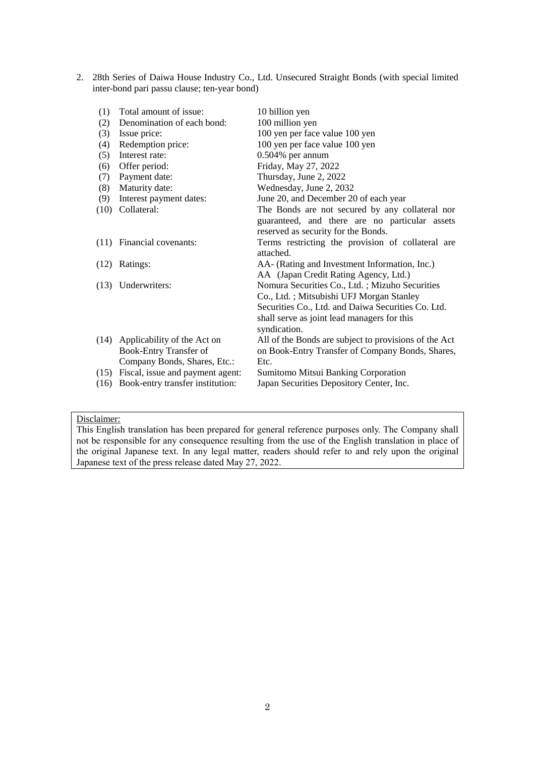2. 28th Series of Daiwa House Industry Co., Ltd. Unsecured Straight Bonds (with special limited inter-bond pari passu clause; ten-year bond)

| | | |
|---|---|---|
| (1) | Total amount of issue: | 10 billion yen |
| (2) | Denomination of each bond: | 100 million yen |
| (3) | Issue price: | 100 yen per face value 100 yen |
| (4) | Redemption price: | 100 yen per face value 100 yen |
| (5) | Interest rate: | 0.504% per annum |
| (6) | Offer period: | Friday, May 27, 2022 |
| (7) | Payment date: | Thursday, June 2, 2022 |
| (8) | Maturity date: | Wednesday, June 2, 2032 |
| (9) | Interest payment dates: | June 20, and December 20 of each year |
| (10) | Collateral: | The Bonds are not secured by any collateral nor guaranteed, and there are no particular assets reserved as security for the Bonds. |
| (11) | Financial covenants: | Terms restricting the provision of collateral are attached. |
| (12) | Ratings: | AA- (Rating and Investment Information, Inc.)<br>AA (Japan Credit Rating Agency, Ltd.) |
| (13) | Underwriters: | Nomura Securities Co., Ltd. ; Mizuho Securities Co., Ltd. ; Mitsubishi UFJ Morgan Stanley Securities Co., Ltd. and Daiwa Securities Co. Ltd. shall serve as joint lead managers for this syndication. |
| (14) | Applicability of the Act on Book-Entry Transfer of Company Bonds, Shares, Etc.: | All of the Bonds are subject to provisions of the Act on Book-Entry Transfer of Company Bonds, Shares, Etc. |
| (15) | Fiscal, issue and payment agent: | Sumitomo Mitsui Banking Corporation |
| (16) | Book-entry transfer institution: | Japan Securities Depository Center, Inc. |

Disclaimer:

This English translation has been prepared for general reference purposes only. The Company shall not be responsible for any consequence resulting from the use of the English translation in place of the original Japanese text. In any legal matter, readers should refer to and rely upon the original Japanese text of the press release dated May 27, 2022.